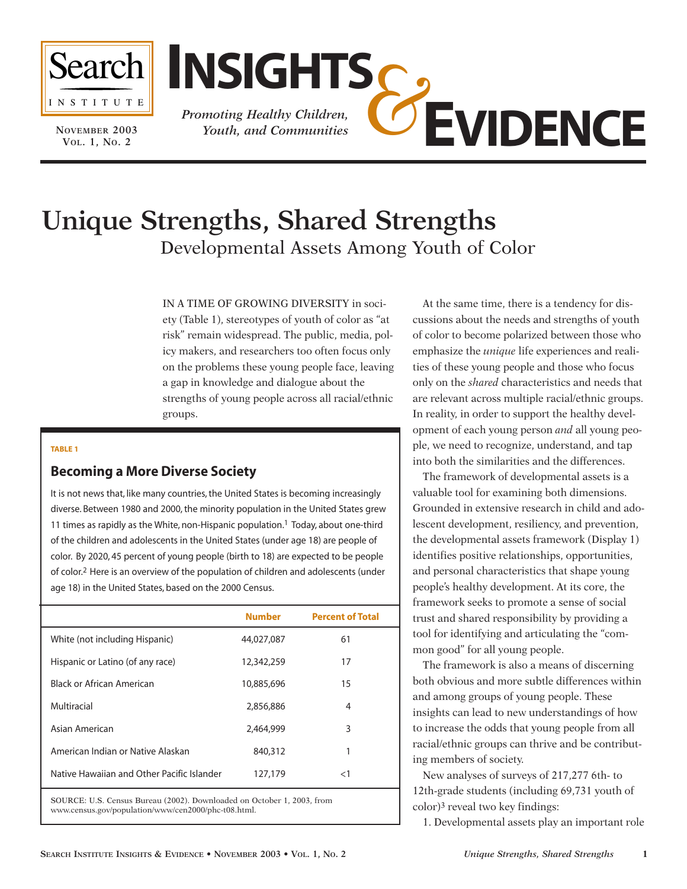# Unique Strengths, Shared Strengths

## Developmental Assets Among Youth of Color

IN A TIME OF GROWING DIVERSITY in society (Table 1), stereotypes of youth of color as "at risk" remain widespread. The public, media, policy makers, and researchers too often focus only on the problems these young people face, leaving a gap in knowledge and dialogue about the strengths of young people across all racial/ethnic groups.

**TABLE 1**

### Becoming a More Diverse Society

It is not news that, like many countries, the United States is becoming increasingly diverse. Between 1980 and 2000, the minority population in the United States grew 11 times as rapidly as the White, non-Hispanic population.[1] Today, about one-third of the children and adolescents in the United States (under age 18) are people of color. By 2020, 45 percent of young people (birth to 18) are expected to be people of color.[2] Here is an overview of the population of children and adolescents (under age 18) in the United States, based on the 2000 Census.

| | Number | Percent of Total |
|---|---|---|
| White (not including Hispanic) | 44,027,087 | 61 |
| Hispanic or Latino (of any race) | 12,342,259 | 17 |
| Black or African American | 10,885,696 | 15 |
| Multiracial | 2,856,886 | 4 |
| Asian American | 2,464,999 | 3 |
| American Indian or Native Alaskan | 840,312 | 1 |
| Native Hawaiian and Other Pacific Islander | 127,179 | <1 |

SOURCE: U.S. Census Bureau (2002). Downloaded on October 1, 2003, from www.census.gov/population/www/cen2000/phc-t08.html.

At the same time, there is a tendency for discussions about the needs and strengths of youth of color to become polarized between those who emphasize the *unique* life experiences and realities of these young people and those who focus only on the *shared* characteristics and needs that are relevant across multiple racial/ethnic groups. In reality, in order to support the healthy development of each young person *and* all young people, we need to recognize, understand, and tap into both the similarities and the differences.

The framework of developmental assets is a valuable tool for examining both dimensions. Grounded in extensive research in child and adolescent development, resiliency, and prevention, the developmental assets framework (Display 1) identifies positive relationships, opportunities, and personal characteristics that shape young people's healthy development. At its core, the framework seeks to promote a sense of social trust and shared responsibility by providing a tool for identifying and articulating the "common good" for all young people.

The framework is also a means of discerning both obvious and more subtle differences within and among groups of young people. These insights can lead to new understandings of how to increase the odds that young people from all racial/ethnic groups can thrive and be contributing members of society.

New analyses of surveys of 217,277 6th- to 12th-grade students (including 69,731 youth of color)[3] reveal two key findings:

1. Developmental assets play an important role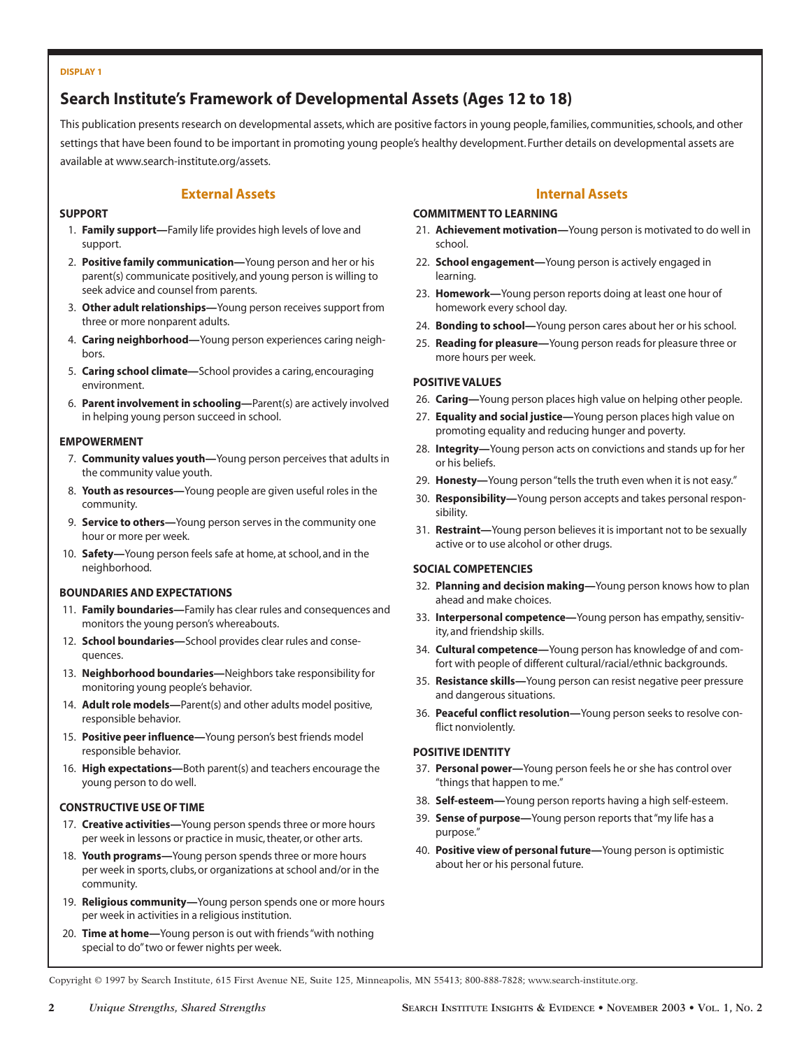DISPLAY 1

## Search Institute's Framework of Developmental Assets (Ages 12 to 18)

This publication presents research on developmental assets, which are positive factors in young people, families, communities, schools, and other settings that have been found to be important in promoting young people's healthy development. Further details on developmental assets are available at www.search-institute.org/assets.

### External Assets

**SUPPORT**

1. **Family support—**Family life provides high levels of love and support.
2. **Positive family communication—**Young person and her or his parent(s) communicate positively, and young person is willing to seek advice and counsel from parents.
3. **Other adult relationships—**Young person receives support from three or more nonparent adults.
4. **Caring neighborhood—**Young person experiences caring neighbors.
5. **Caring school climate—**School provides a caring, encouraging environment.
6. **Parent involvement in schooling—**Parent(s) are actively involved in helping young person succeed in school.

**EMPOWERMENT**

7. **Community values youth—**Young person perceives that adults in the community value youth.
8. **Youth as resources—**Young people are given useful roles in the community.
9. **Service to others—**Young person serves in the community one hour or more per week.
10. **Safety—**Young person feels safe at home, at school, and in the neighborhood.

**BOUNDARIES AND EXPECTATIONS**

11. **Family boundaries—**Family has clear rules and consequences and monitors the young person's whereabouts.
12. **School boundaries—**School provides clear rules and consequences.
13. **Neighborhood boundaries—**Neighbors take responsibility for monitoring young people's behavior.
14. **Adult role models—**Parent(s) and other adults model positive, responsible behavior.
15. **Positive peer influence—**Young person's best friends model responsible behavior.
16. **High expectations—**Both parent(s) and teachers encourage the young person to do well.

**CONSTRUCTIVE USE OF TIME**

17. **Creative activities—**Young person spends three or more hours per week in lessons or practice in music, theater, or other arts.
18. **Youth programs—**Young person spends three or more hours per week in sports, clubs, or organizations at school and/or in the community.
19. **Religious community—**Young person spends one or more hours per week in activities in a religious institution.
20. **Time at home—**Young person is out with friends "with nothing special to do" two or fewer nights per week.

### Internal Assets

**COMMITMENT TO LEARNING**

21. **Achievement motivation—**Young person is motivated to do well in school.
22. **School engagement—**Young person is actively engaged in learning.
23. **Homework—**Young person reports doing at least one hour of homework every school day.
24. **Bonding to school—**Young person cares about her or his school.
25. **Reading for pleasure—**Young person reads for pleasure three or more hours per week.

**POSITIVE VALUES**

26. **Caring—**Young person places high value on helping other people.
27. **Equality and social justice—**Young person places high value on promoting equality and reducing hunger and poverty.
28. **Integrity—**Young person acts on convictions and stands up for her or his beliefs.
29. **Honesty—**Young person "tells the truth even when it is not easy."
30. **Responsibility—**Young person accepts and takes personal responsibility.
31. **Restraint—**Young person believes it is important not to be sexually active or to use alcohol or other drugs.

**SOCIAL COMPETENCIES**

32. **Planning and decision making—**Young person knows how to plan ahead and make choices.
33. **Interpersonal competence—**Young person has empathy, sensitivity, and friendship skills.
34. **Cultural competence—**Young person has knowledge of and comfort with people of different cultural/racial/ethnic backgrounds.
35. **Resistance skills—**Young person can resist negative peer pressure and dangerous situations.
36. **Peaceful conflict resolution—**Young person seeks to resolve conflict nonviolently.

**POSITIVE IDENTITY**

37. **Personal power—**Young person feels he or she has control over "things that happen to me."
38. **Self-esteem—**Young person reports having a high self-esteem.
39. **Sense of purpose—**Young person reports that "my life has a purpose."
40. **Positive view of personal future—**Young person is optimistic about her or his personal future.

Copyright © 1997 by Search Institute, 615 First Avenue NE, Suite 125, Minneapolis, MN 55413; 800-888-7828; www.search-institute.org.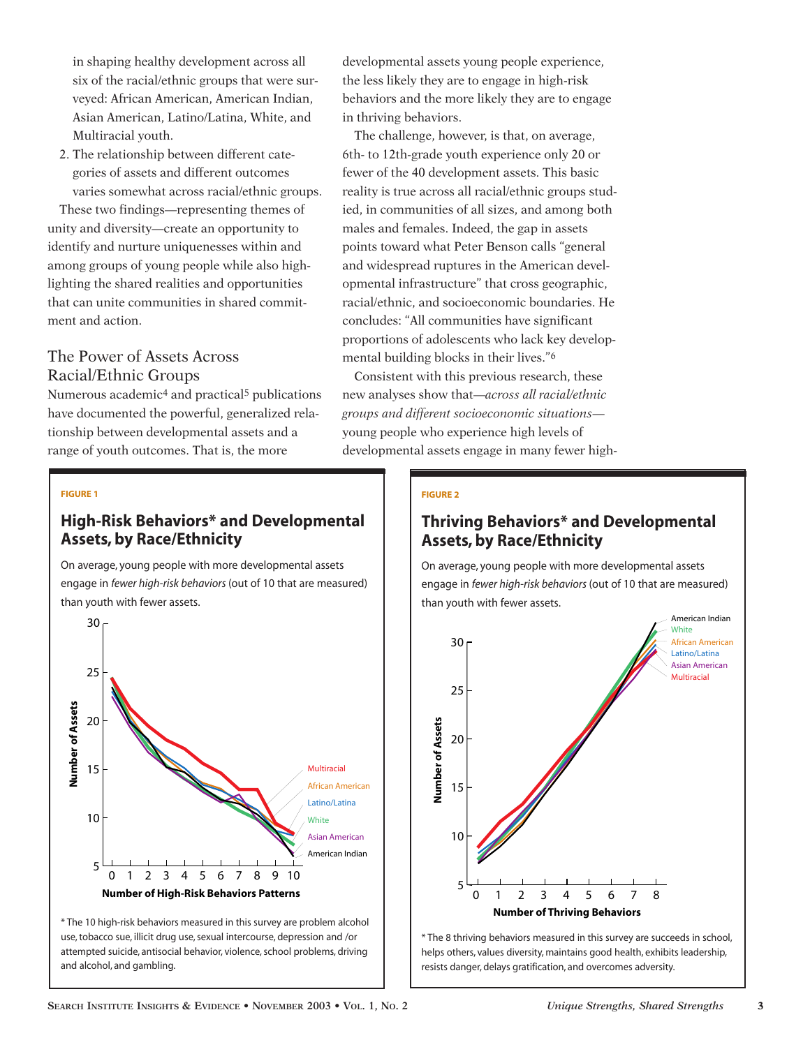in shaping healthy development across all six of the racial/ethnic groups that were surveyed: African American, American Indian, Asian American, Latino/Latina, White, and Multiracial youth.

2. The relationship between different categories of assets and different outcomes varies somewhat across racial/ethnic groups.

These two findings—representing themes of unity and diversity—create an opportunity to identify and nurture uniquenesses within and among groups of young people while also highlighting the shared realities and opportunities that can unite communities in shared commitment and action.

## The Power of Assets Across Racial/Ethnic Groups

Numerous academic[4] and practical[5] publications have documented the powerful, generalized relationship between developmental assets and a range of youth outcomes. That is, the more developmental assets young people experience, the less likely they are to engage in high-risk behaviors and the more likely they are to engage in thriving behaviors.

The challenge, however, is that, on average, 6th- to 12th-grade youth experience only 20 or fewer of the 40 development assets. This basic reality is true across all racial/ethnic groups studied, in communities of all sizes, and among both males and females. Indeed, the gap in assets points toward what Peter Benson calls "general and widespread ruptures in the American developmental infrastructure" that cross geographic, racial/ethnic, and socioeconomic boundaries. He concludes: "All communities have significant proportions of adolescents who lack key developmental building blocks in their lives."[6]

Consistent with this previous research, these new analyses show that—*across all racial/ethnic groups and different socioeconomic situations*—young people who experience high levels of developmental assets engage in many fewer high-

**FIGURE 1**

### High-Risk Behaviors* and Developmental Assets, by Race/Ethnicity

On average, young people with more developmental assets engage in *fewer high-risk behaviors* (out of 10 that are measured) than youth with fewer assets.

\* The 10 high-risk behaviors measured in this survey are problem alcohol use, tobacco sue, illicit drug use, sexual intercourse, depression and /or attempted suicide, antisocial behavior, violence, school problems, driving and alcohol, and gambling.

**FIGURE 2**

### Thriving Behaviors* and Developmental Assets, by Race/Ethnicity

On average, young people with more developmental assets engage in *fewer high-risk behaviors* (out of 10 that are measured) than youth with fewer assets.

\* The 8 thriving behaviors measured in this survey are succeeds in school, helps others, values diversity, maintains good health, exhibits leadership, resists danger, delays gratification, and overcomes adversity.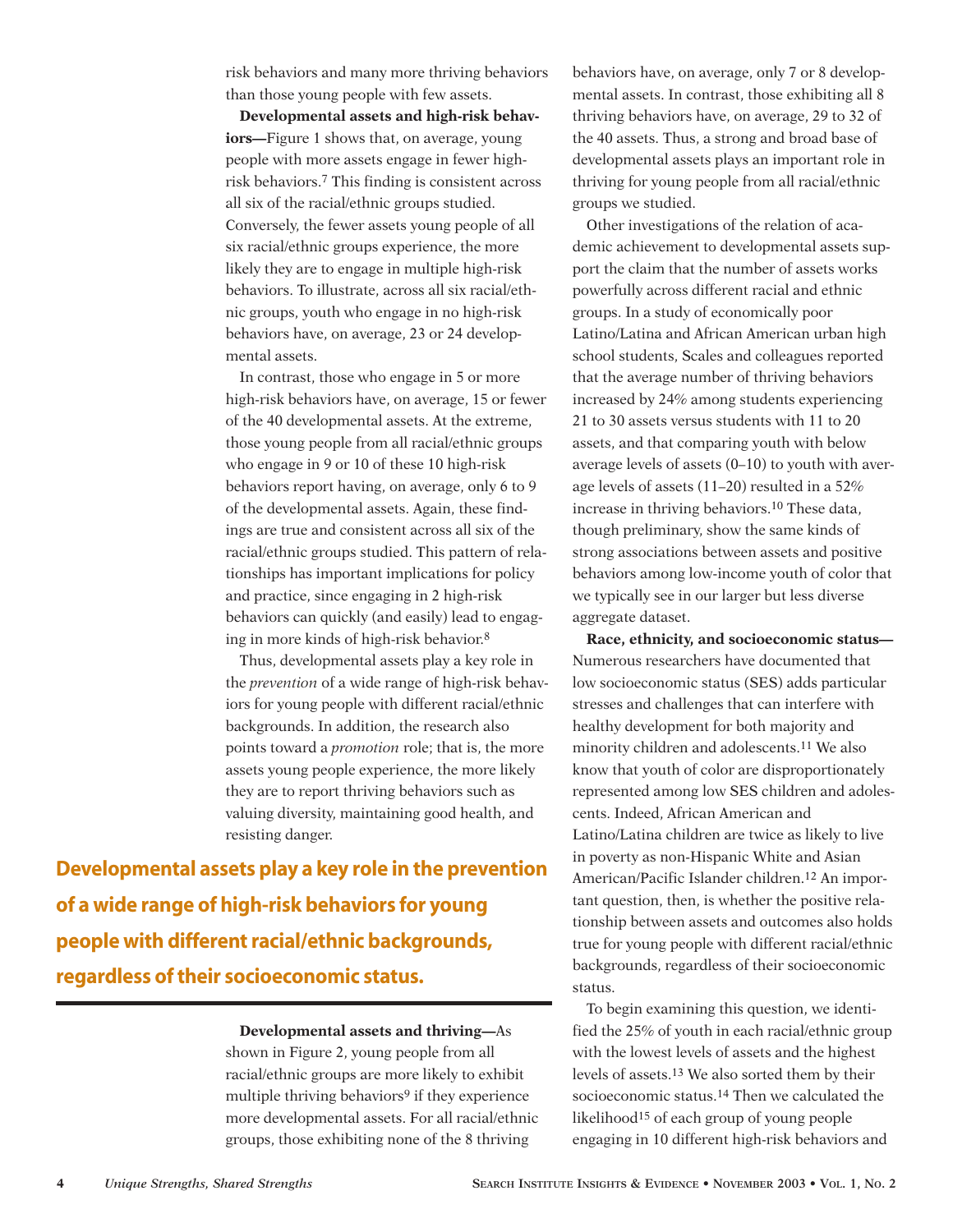risk behaviors and many more thriving behaviors than those young people with few assets.

**Developmental assets and high-risk behaviors—**Figure 1 shows that, on average, young people with more assets engage in fewer high-risk behaviors.[7] This finding is consistent across all six of the racial/ethnic groups studied. Conversely, the fewer assets young people of all six racial/ethnic groups experience, the more likely they are to engage in multiple high-risk behaviors. To illustrate, across all six racial/ethnic groups, youth who engage in no high-risk behaviors have, on average, 23 or 24 developmental assets.

In contrast, those who engage in 5 or more high-risk behaviors have, on average, 15 or fewer of the 40 developmental assets. At the extreme, those young people from all racial/ethnic groups who engage in 9 or 10 of these 10 high-risk behaviors report having, on average, only 6 to 9 of the developmental assets. Again, these findings are true and consistent across all six of the racial/ethnic groups studied. This pattern of relationships has important implications for policy and practice, since engaging in 2 high-risk behaviors can quickly (and easily) lead to engaging in more kinds of high-risk behavior.[8]

Thus, developmental assets play a key role in the *prevention* of a wide range of high-risk behaviors for young people with different racial/ethnic backgrounds. In addition, the research also points toward a *promotion* role; that is, the more assets young people experience, the more likely they are to report thriving behaviors such as valuing diversity, maintaining good health, and resisting danger.

**Developmental assets play a key role in the prevention of a wide range of high-risk behaviors for young people with different racial/ethnic backgrounds, regardless of their socioeconomic status.**

**Developmental assets and thriving—**As shown in Figure 2, young people from all racial/ethnic groups are more likely to exhibit multiple thriving behaviors[9] if they experience more developmental assets. For all racial/ethnic groups, those exhibiting none of the 8 thriving behaviors have, on average, only 7 or 8 developmental assets. In contrast, those exhibiting all 8 thriving behaviors have, on average, 29 to 32 of the 40 assets. Thus, a strong and broad base of developmental assets plays an important role in thriving for young people from all racial/ethnic groups we studied.

Other investigations of the relation of academic achievement to developmental assets support the claim that the number of assets works powerfully across different racial and ethnic groups. In a study of economically poor Latino/Latina and African American urban high school students, Scales and colleagues reported that the average number of thriving behaviors increased by 24% among students experiencing 21 to 30 assets versus students with 11 to 20 assets, and that comparing youth with below average levels of assets (0–10) to youth with average levels of assets (11–20) resulted in a 52% increase in thriving behaviors.[10] These data, though preliminary, show the same kinds of strong associations between assets and positive behaviors among low-income youth of color that we typically see in our larger but less diverse aggregate dataset.

**Race, ethnicity, and socioeconomic status—** Numerous researchers have documented that low socioeconomic status (SES) adds particular stresses and challenges that can interfere with healthy development for both majority and minority children and adolescents.[11] We also know that youth of color are disproportionately represented among low SES children and adolescents. Indeed, African American and Latino/Latina children are twice as likely to live in poverty as non-Hispanic White and Asian American/Pacific Islander children.[12] An important question, then, is whether the positive relationship between assets and outcomes also holds true for young people with different racial/ethnic backgrounds, regardless of their socioeconomic status.

To begin examining this question, we identified the 25% of youth in each racial/ethnic group with the lowest levels of assets and the highest levels of assets.[13] We also sorted them by their socioeconomic status.[14] Then we calculated the likelihood[15] of each group of young people engaging in 10 different high-risk behaviors and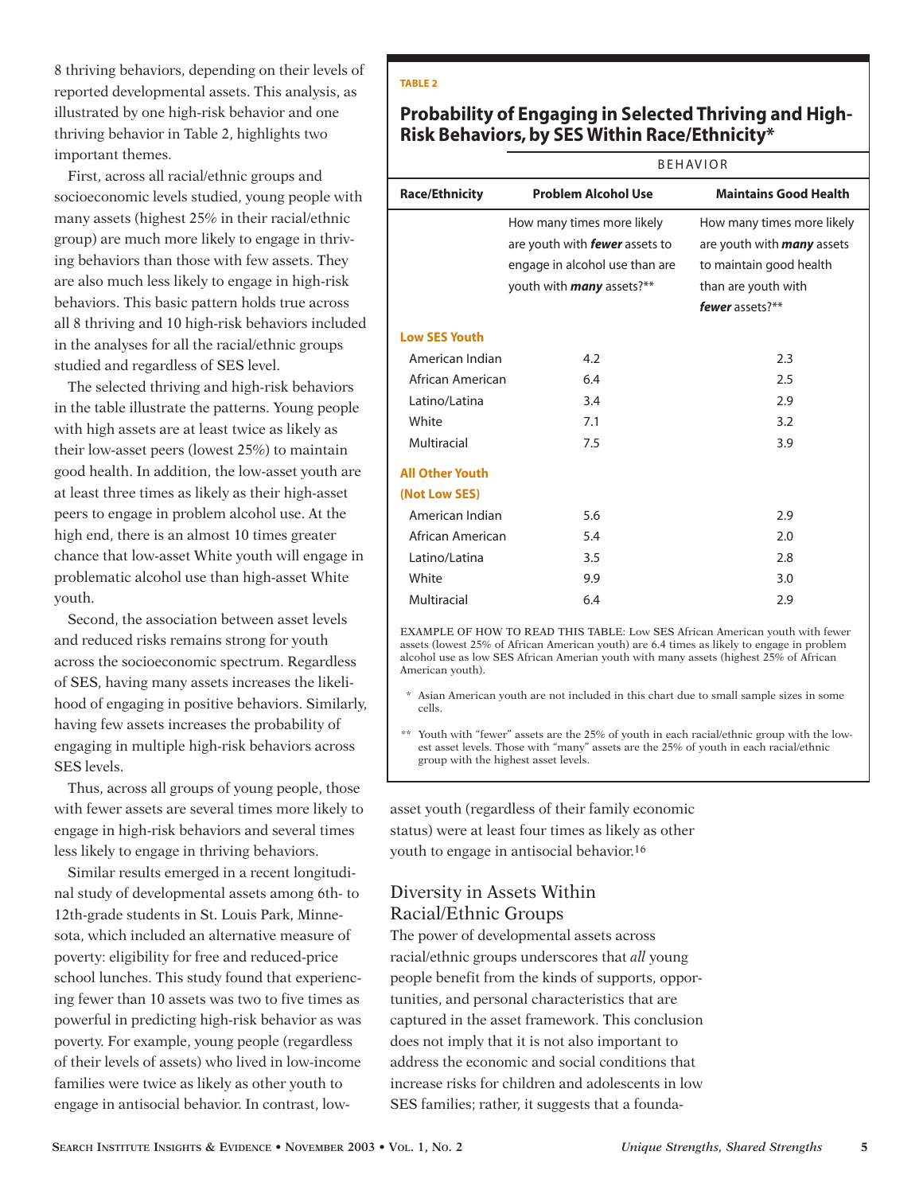8 thriving behaviors, depending on their levels of reported developmental assets. This analysis, as illustrated by one high-risk behavior and one thriving behavior in Table 2, highlights two important themes.

First, across all racial/ethnic groups and socioeconomic levels studied, young people with many assets (highest 25% in their racial/ethnic group) are much more likely to engage in thriving behaviors than those with few assets. They are also much less likely to engage in high-risk behaviors. This basic pattern holds true across all 8 thriving and 10 high-risk behaviors included in the analyses for all the racial/ethnic groups studied and regardless of SES level.

The selected thriving and high-risk behaviors in the table illustrate the patterns. Young people with high assets are at least twice as likely as their low-asset peers (lowest 25%) to maintain good health. In addition, the low-asset youth are at least three times as likely as their high-asset peers to engage in problem alcohol use. At the high end, there is an almost 10 times greater chance that low-asset White youth will engage in problematic alcohol use than high-asset White youth.

Second, the association between asset levels and reduced risks remains strong for youth across the socioeconomic spectrum. Regardless of SES, having many assets increases the likelihood of engaging in positive behaviors. Similarly, having few assets increases the probability of engaging in multiple high-risk behaviors across SES levels.

Thus, across all groups of young people, those with fewer assets are several times more likely to engage in high-risk behaviors and several times less likely to engage in thriving behaviors.

Similar results emerged in a recent longitudinal study of developmental assets among 6th- to 12th-grade students in St. Louis Park, Minnesota, which included an alternative measure of poverty: eligibility for free and reduced-price school lunches. This study found that experiencing fewer than 10 assets was two to five times as powerful in predicting high-risk behavior as was poverty. For example, young people (regardless of their levels of assets) who lived in low-income families were twice as likely as other youth to engage in antisocial behavior. In contrast, low-asset youth (regardless of their family economic status) were at least four times as likely as other youth to engage in antisocial behavior.[16]

TABLE 2

**Probability of Engaging in Selected Thriving and High-Risk Behaviors, by SES Within Race/Ethnicity***

| | BEHAVIOR | |
|---|---|---|
| **Race/Ethnicity** | **Problem Alcohol Use** | **Maintains Good Health** |
| | How many times more likely are youth with ***fewer*** assets to engage in alcohol use than are youth with ***many*** assets?** | How many times more likely are youth with ***many*** assets to maintain good health than are youth with ***fewer*** assets?** |
| **Low SES Youth** | | |
| American Indian | 4.2 | 2.3 |
| African American | 6.4 | 2.5 |
| Latino/Latina | 3.4 | 2.9 |
| White | 7.1 | 3.2 |
| Multiracial | 7.5 | 3.9 |
| **All Other Youth (Not Low SES)** | | |
| American Indian | 5.6 | 2.9 |
| African American | 5.4 | 2.0 |
| Latino/Latina | 3.5 | 2.8 |
| White | 9.9 | 3.0 |
| Multiracial | 6.4 | 2.9 |

EXAMPLE OF HOW TO READ THIS TABLE: Low SES African American youth with fewer assets (lowest 25% of African American youth) are 6.4 times as likely to engage in problem alcohol use as low SES African Amerian youth with many assets (highest 25% of African American youth).

\* Asian American youth are not included in this chart due to small sample sizes in some cells.

\*\* Youth with "fewer" assets are the 25% of youth in each racial/ethnic group with the lowest asset levels. Those with "many" assets are the 25% of youth in each racial/ethnic group with the highest asset levels.

## Diversity in Assets Within Racial/Ethnic Groups

The power of developmental assets across racial/ethnic groups underscores that *all* young people benefit from the kinds of supports, opportunities, and personal characteristics that are captured in the asset framework. This conclusion does not imply that it is not also important to address the economic and social conditions that increase risks for children and adolescents in low SES families; rather, it suggests that a founda-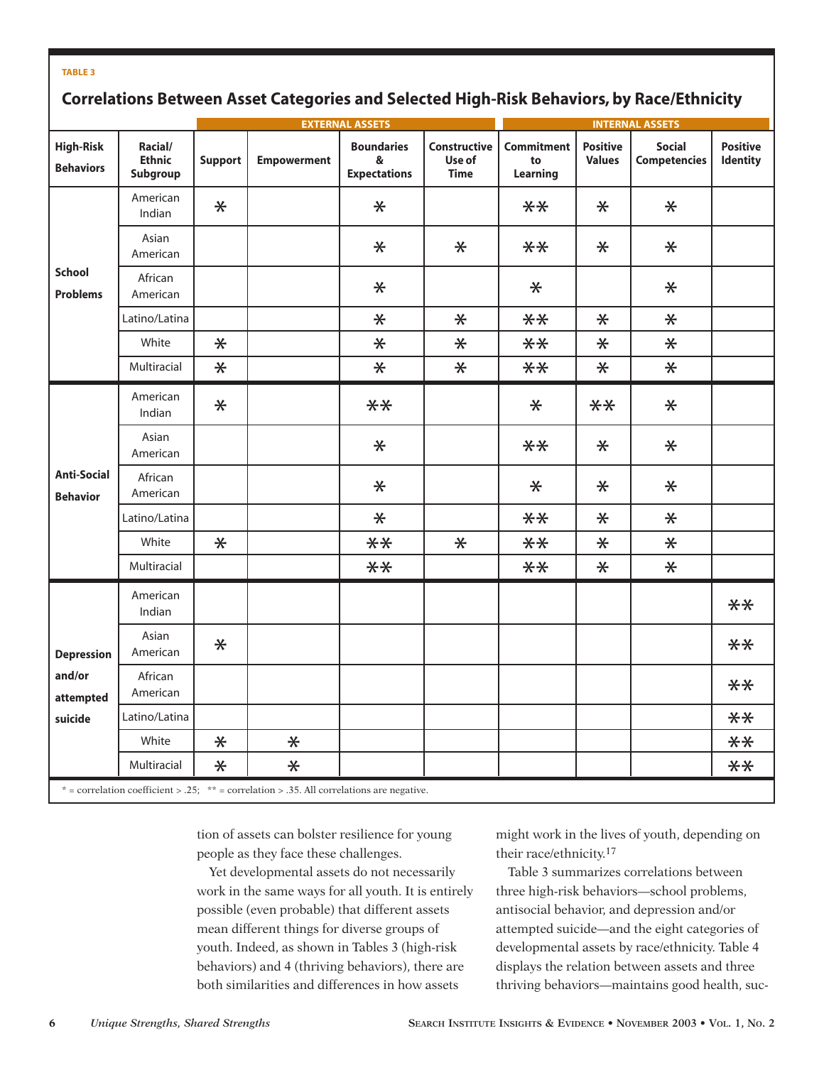TABLE 3

## Correlations Between Asset Categories and Selected High-Risk Behaviors, by Race/Ethnicity

| | | EXTERNAL ASSETS | | | | INTERNAL ASSETS | | | |
|---|---|---|---|---|---|---|---|---|---|
| **High-Risk Behaviors** | **Racial/ Ethnic Subgroup** | **Support** | **Empowerment** | **Boundaries & Expectations** | **Constructive Use of Time** | **Commitment to Learning** | **Positive Values** | **Social Competencies** | **Positive Identity** |
| **School Problems** | American Indian | * | | * | | ** | * | * | |
| | Asian American | | | * | * | ** | * | * | |
| | African American | | | * | | * | | * | |
| | Latino/Latina | | | * | * | ** | * | * | |
| | White | * | | * | * | ** | * | * | |
| | Multiracial | * | | * | * | ** | * | * | |
| **Anti-Social Behavior** | American Indian | * | | ** | | * | ** | * | |
| | Asian American | | | * | | ** | * | * | |
| | African American | | | * | | * | * | * | |
| | Latino/Latina | | | * | | ** | * | * | |
| | White | * | | ** | * | ** | * | * | |
| | Multiracial | | | ** | | ** | * | * | |
| **Depression and/or attempted suicide** | American Indian | | | | | | | | ** |
| | Asian American | * | | | | | | | ** |
| | African American | | | | | | | | ** |
| | Latino/Latina | | | | | | | | ** |
| | White | * | * | | | | | | ** |
| | Multiracial | * | * | | | | | | ** |

* = correlation coefficient > .25; ** = correlation > .35. All correlations are negative.

tion of assets can bolster resilience for young people as they face these challenges.

Yet developmental assets do not necessarily work in the same ways for all youth. It is entirely possible (even probable) that different assets mean different things for diverse groups of youth. Indeed, as shown in Tables 3 (high-risk behaviors) and 4 (thriving behaviors), there are both similarities and differences in how assets might work in the lives of youth, depending on their race/ethnicity.[17]

Table 3 summarizes correlations between three high-risk behaviors—school problems, antisocial behavior, and depression and/or attempted suicide—and the eight categories of developmental assets by race/ethnicity. Table 4 displays the relation between assets and three thriving behaviors—maintains good health, suc-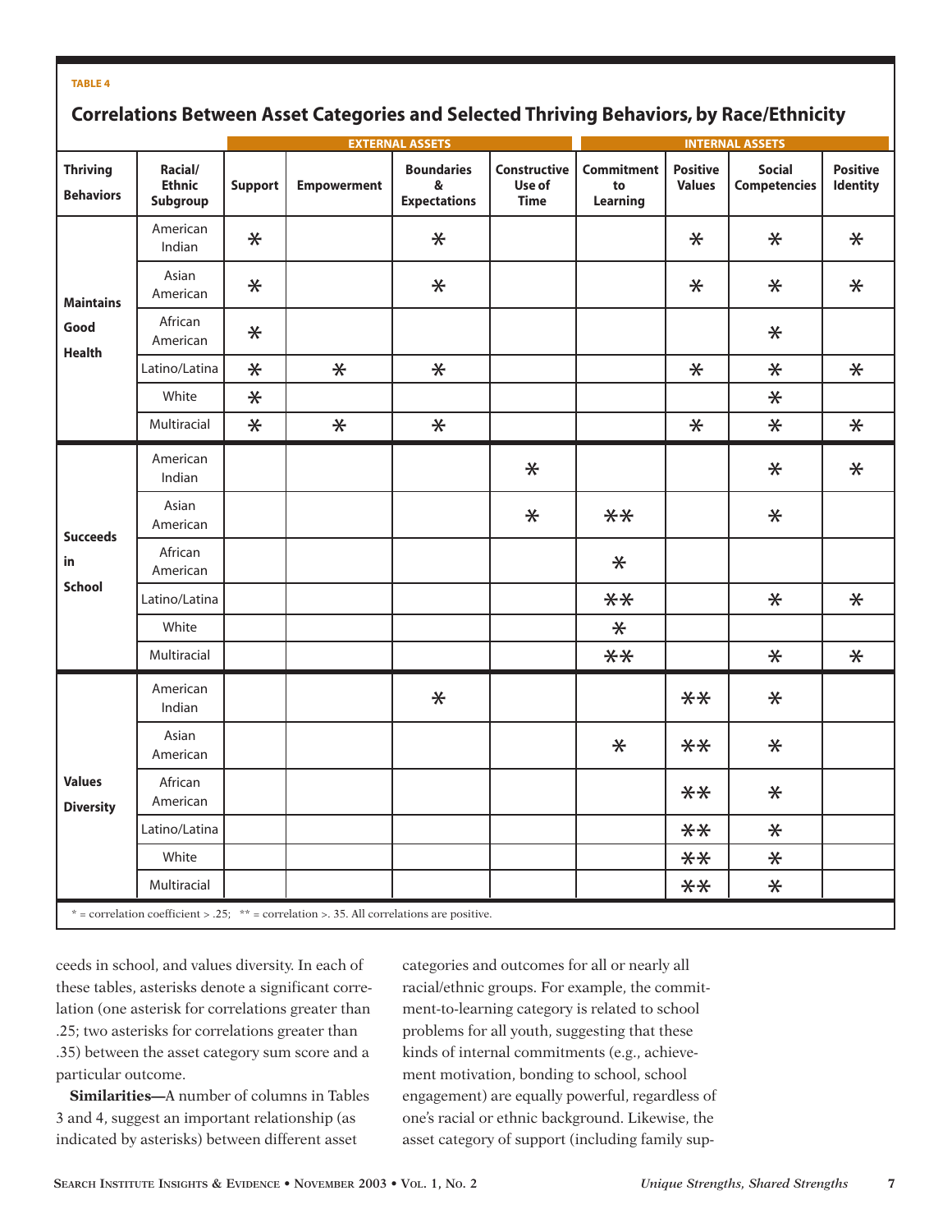TABLE 4

## Correlations Between Asset Categories and Selected Thriving Behaviors, by Race/Ethnicity

| | | EXTERNAL ASSETS | | | | INTERNAL ASSETS | | | |
|---|---|---|---|---|---|---|---|---|---|
| **Thriving Behaviors** | **Racial/ Ethnic Subgroup** | **Support** | **Empowerment** | **Boundaries & Expectations** | **Constructive Use of Time** | **Commitment to Learning** | **Positive Values** | **Social Competencies** | **Positive Identity** |
| **Maintains Good Health** | American Indian | * | | * | | | * | * | * |
| | Asian American | * | | * | | | * | * | * |
| | African American | * | | | | | | * | |
| | Latino/Latina | * | * | * | | | * | * | * |
| | White | * | | | | | | * | |
| | Multiracial | * | * | * | | | * | * | * |
| **Succeeds in School** | American Indian | | | | * | | | * | * |
| | Asian American | | | | * | ** | | * | |
| | African American | | | | | * | | | |
| | Latino/Latina | | | | | ** | | * | * |
| | White | | | | | * | | | |
| | Multiracial | | | | | ** | | * | * |
| **Values Diversity** | American Indian | | | * | | | ** | * | |
| | Asian American | | | | | * | ** | * | |
| | African American | | | | | | ** | * | |
| | Latino/Latina | | | | | | ** | * | |
| | White | | | | | | ** | * | |
| | Multiracial | | | | | | ** | * | |

* = correlation coefficient > .25; ** = correlation >. 35. All correlations are positive.

ceeds in school, and values diversity. In each of these tables, asterisks denote a significant correlation (one asterisk for correlations greater than .25; two asterisks for correlations greater than .35) between the asset category sum score and a particular outcome.

**Similarities—**A number of columns in Tables 3 and 4, suggest an important relationship (as indicated by asterisks) between different asset categories and outcomes for all or nearly all racial/ethnic groups. For example, the commitment-to-learning category is related to school problems for all youth, suggesting that these kinds of internal commitments (e.g., achievement motivation, bonding to school, school engagement) are equally powerful, regardless of one's racial or ethnic background. Likewise, the asset category of support (including family sup-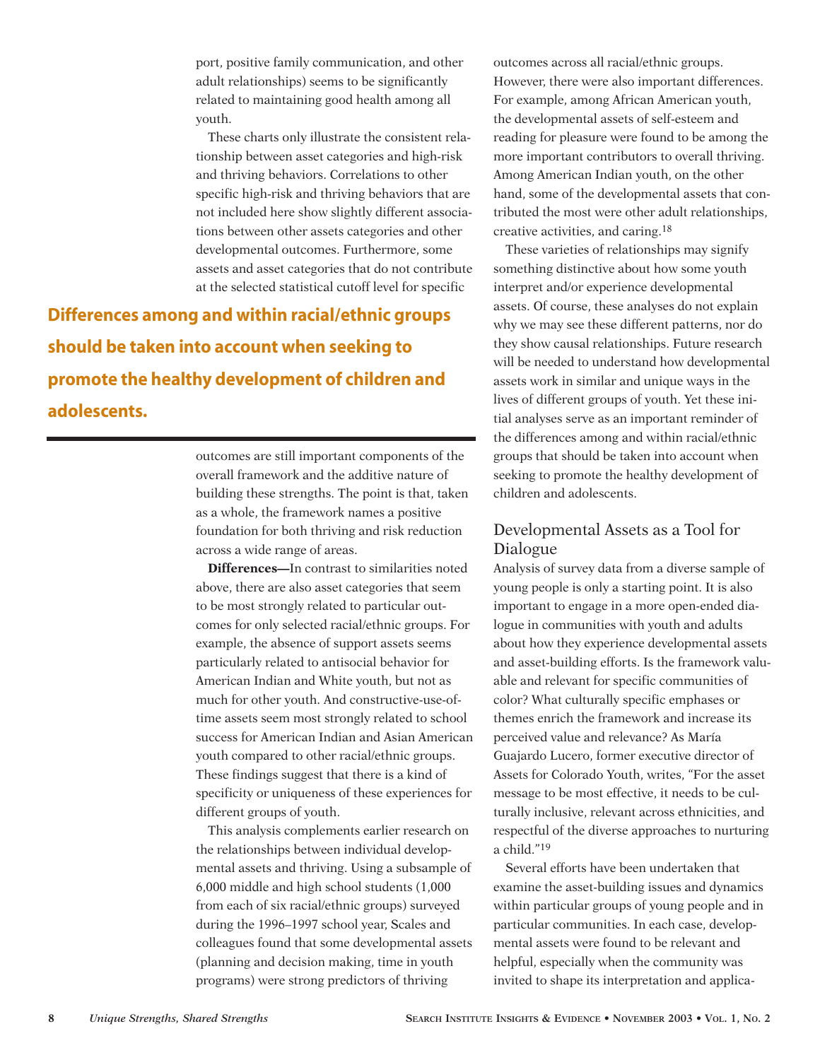port, positive family communication, and other adult relationships) seems to be significantly related to maintaining good health among all youth.

These charts only illustrate the consistent relationship between asset categories and high-risk and thriving behaviors. Correlations to other specific high-risk and thriving behaviors that are not included here show slightly different associations between other assets categories and other developmental outcomes. Furthermore, some assets and asset categories that do not contribute at the selected statistical cutoff level for specific outcomes are still important components of the overall framework and the additive nature of building these strengths. The point is that, taken as a whole, the framework names a positive foundation for both thriving and risk reduction across a wide range of areas.

**Differences among and within racial/ethnic groups should be taken into account when seeking to promote the healthy development of children and adolescents.**

**Differences—**In contrast to similarities noted above, there are also asset categories that seem to be most strongly related to particular outcomes for only selected racial/ethnic groups. For example, the absence of support assets seems particularly related to antisocial behavior for American Indian and White youth, but not as much for other youth. And constructive-use-of-time assets seem most strongly related to school success for American Indian and Asian American youth compared to other racial/ethnic groups. These findings suggest that there is a kind of specificity or uniqueness of these experiences for different groups of youth.

This analysis complements earlier research on the relationships between individual developmental assets and thriving. Using a subsample of 6,000 middle and high school students (1,000 from each of six racial/ethnic groups) surveyed during the 1996–1997 school year, Scales and colleagues found that some developmental assets (planning and decision making, time in youth programs) were strong predictors of thriving outcomes across all racial/ethnic groups. However, there were also important differences. For example, among African American youth, the developmental assets of self-esteem and reading for pleasure were found to be among the more important contributors to overall thriving. Among American Indian youth, on the other hand, some of the developmental assets that contributed the most were other adult relationships, creative activities, and caring.[18]

These varieties of relationships may signify something distinctive about how some youth interpret and/or experience developmental assets. Of course, these analyses do not explain why we may see these different patterns, nor do they show causal relationships. Future research will be needed to understand how developmental assets work in similar and unique ways in the lives of different groups of youth. Yet these initial analyses serve as an important reminder of the differences among and within racial/ethnic groups that should be taken into account when seeking to promote the healthy development of children and adolescents.

## Developmental Assets as a Tool for Dialogue

Analysis of survey data from a diverse sample of young people is only a starting point. It is also important to engage in a more open-ended dialogue in communities with youth and adults about how they experience developmental assets and asset-building efforts. Is the framework valuable and relevant for specific communities of color? What culturally specific emphases or themes enrich the framework and increase its perceived value and relevance? As María Guajardo Lucero, former executive director of Assets for Colorado Youth, writes, "For the asset message to be most effective, it needs to be culturally inclusive, relevant across ethnicities, and respectful of the diverse approaches to nurturing a child."[19]

Several efforts have been undertaken that examine the asset-building issues and dynamics within particular groups of young people and in particular communities. In each case, developmental assets were found to be relevant and helpful, especially when the community was invited to shape its interpretation and applica-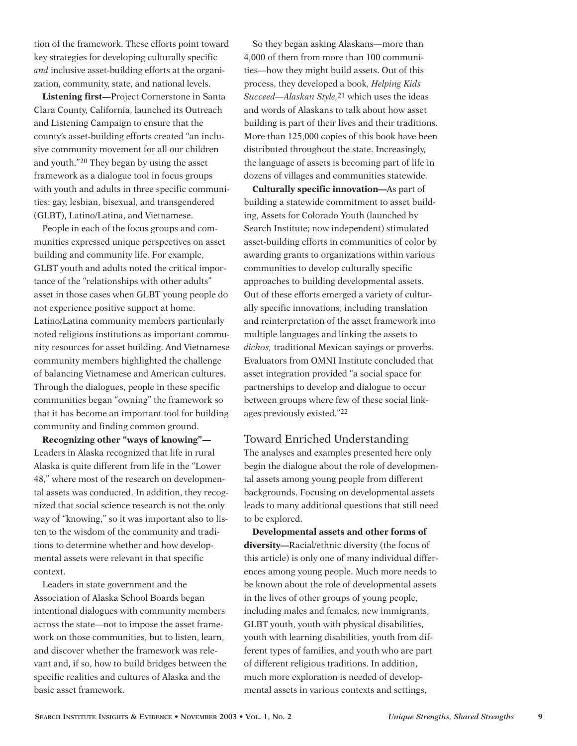tion of the framework. These efforts point toward key strategies for developing culturally specific *and* inclusive asset-building efforts at the organization, community, state, and national levels.

**Listening first—**Project Cornerstone in Santa Clara County, California, launched its Outreach and Listening Campaign to ensure that the county's asset-building efforts created "an inclusive community movement for all our children and youth."[20] They began by using the asset framework as a dialogue tool in focus groups with youth and adults in three specific communities: gay, lesbian, bisexual, and transgendered (GLBT), Latino/Latina, and Vietnamese.

People in each of the focus groups and communities expressed unique perspectives on asset building and community life. For example, GLBT youth and adults noted the critical importance of the "relationships with other adults" asset in those cases when GLBT young people do not experience positive support at home. Latino/Latina community members particularly noted religious institutions as important community resources for asset building. And Vietnamese community members highlighted the challenge of balancing Vietnamese and American cultures. Through the dialogues, people in these specific communities began "owning" the framework so that it has become an important tool for building community and finding common ground.

**Recognizing other "ways of knowing"—**Leaders in Alaska recognized that life in rural Alaska is quite different from life in the "Lower 48," where most of the research on developmental assets was conducted. In addition, they recognized that social science research is not the only way of "knowing," so it was important also to listen to the wisdom of the community and traditions to determine whether and how developmental assets were relevant in that specific context.

Leaders in state government and the Association of Alaska School Boards began intentional dialogues with community members across the state—not to impose the asset framework on those communities, but to listen, learn, and discover whether the framework was relevant and, if so, how to build bridges between the specific realities and cultures of Alaska and the basic asset framework.

So they began asking Alaskans—more than 4,000 of them from more than 100 communities—how they might build assets. Out of this process, they developed a book, *Helping Kids Succeed—Alaskan Style*,[21] which uses the ideas and words of Alaskans to talk about how asset building is part of their lives and their traditions. More than 125,000 copies of this book have been distributed throughout the state. Increasingly, the language of assets is becoming part of life in dozens of villages and communities statewide.

**Culturally specific innovation—**As part of building a statewide commitment to asset building, Assets for Colorado Youth (launched by Search Institute; now independent) stimulated asset-building efforts in communities of color by awarding grants to organizations within various communities to develop culturally specific approaches to building developmental assets. Out of these efforts emerged a variety of culturally specific innovations, including translation and reinterpretation of the asset framework into multiple languages and linking the assets to *dichos,* traditional Mexican sayings or proverbs. Evaluators from OMNI Institute concluded that asset integration provided "a social space for partnerships to develop and dialogue to occur between groups where few of these social linkages previously existed."[22]

## Toward Enriched Understanding

The analyses and examples presented here only begin the dialogue about the role of developmental assets among young people from different backgrounds. Focusing on developmental assets leads to many additional questions that still need to be explored.

**Developmental assets and other forms of diversity—**Racial/ethnic diversity (the focus of this article) is only one of many individual differences among young people. Much more needs to be known about the role of developmental assets in the lives of other groups of young people, including males and females, new immigrants, GLBT youth, youth with physical disabilities, youth with learning disabilities, youth from different types of families, and youth who are part of different religious traditions. In addition, much more exploration is needed of developmental assets in various contexts and settings,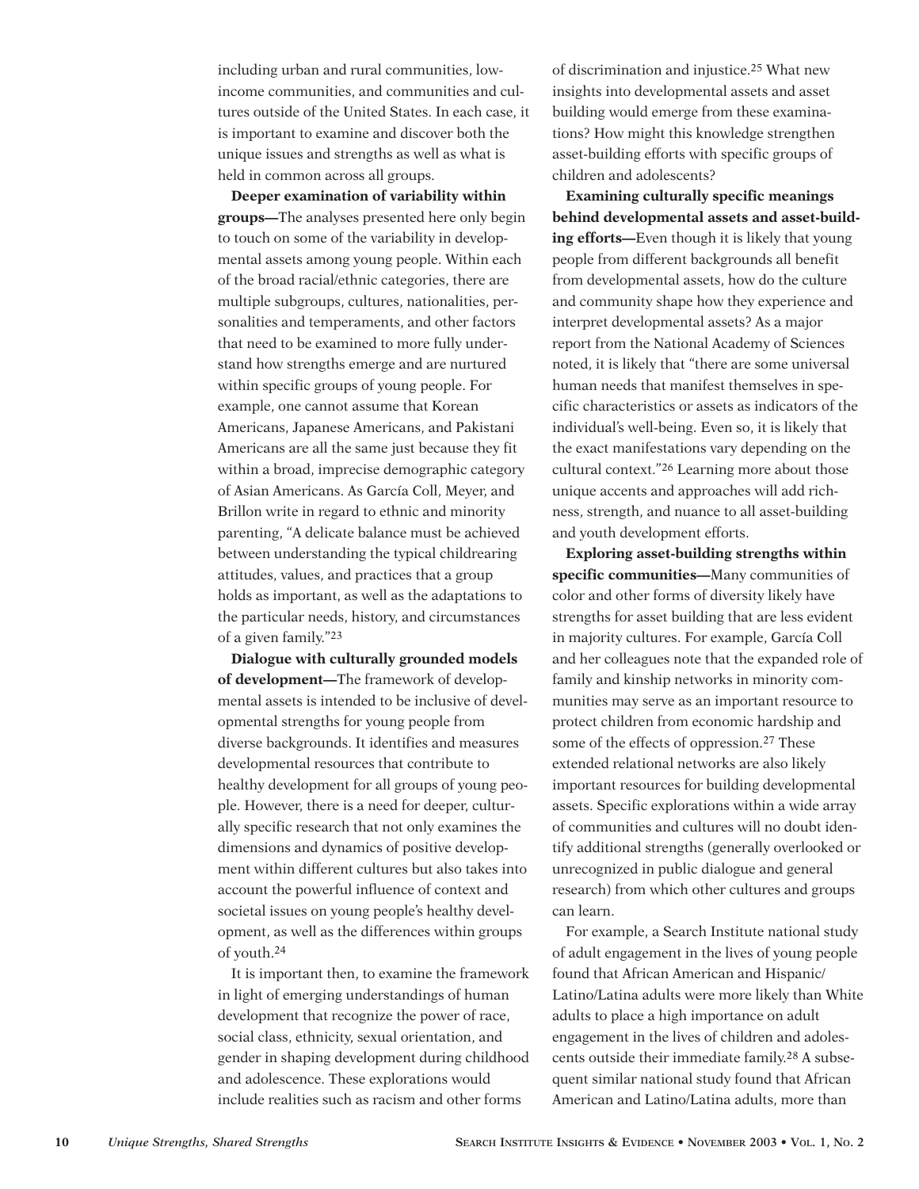including urban and rural communities, low-income communities, and communities and cultures outside of the United States. In each case, it is important to examine and discover both the unique issues and strengths as well as what is held in common across all groups.

**Deeper examination of variability within groups—**The analyses presented here only begin to touch on some of the variability in developmental assets among young people. Within each of the broad racial/ethnic categories, there are multiple subgroups, cultures, nationalities, personalities and temperaments, and other factors that need to be examined to more fully understand how strengths emerge and are nurtured within specific groups of young people. For example, one cannot assume that Korean Americans, Japanese Americans, and Pakistani Americans are all the same just because they fit within a broad, imprecise demographic category of Asian Americans. As García Coll, Meyer, and Brillon write in regard to ethnic and minority parenting, "A delicate balance must be achieved between understanding the typical childrearing attitudes, values, and practices that a group holds as important, as well as the adaptations to the particular needs, history, and circumstances of a given family."[23]

**Dialogue with culturally grounded models of development—**The framework of developmental assets is intended to be inclusive of developmental strengths for young people from diverse backgrounds. It identifies and measures developmental resources that contribute to healthy development for all groups of young people. However, there is a need for deeper, culturally specific research that not only examines the dimensions and dynamics of positive development within different cultures but also takes into account the powerful influence of context and societal issues on young people's healthy development, as well as the differences within groups of youth.[24]

It is important then, to examine the framework in light of emerging understandings of human development that recognize the power of race, social class, ethnicity, sexual orientation, and gender in shaping development during childhood and adolescence. These explorations would include realities such as racism and other forms of discrimination and injustice.[25] What new insights into developmental assets and asset building would emerge from these examinations? How might this knowledge strengthen asset-building efforts with specific groups of children and adolescents?

**Examining culturally specific meanings behind developmental assets and asset-building efforts—**Even though it is likely that young people from different backgrounds all benefit from developmental assets, how do the culture and community shape how they experience and interpret developmental assets? As a major report from the National Academy of Sciences noted, it is likely that "there are some universal human needs that manifest themselves in specific characteristics or assets as indicators of the individual's well-being. Even so, it is likely that the exact manifestations vary depending on the cultural context."[26] Learning more about those unique accents and approaches will add richness, strength, and nuance to all asset-building and youth development efforts.

**Exploring asset-building strengths within specific communities—**Many communities of color and other forms of diversity likely have strengths for asset building that are less evident in majority cultures. For example, García Coll and her colleagues note that the expanded role of family and kinship networks in minority communities may serve as an important resource to protect children from economic hardship and some of the effects of oppression.[27] These extended relational networks are also likely important resources for building developmental assets. Specific explorations within a wide array of communities and cultures will no doubt identify additional strengths (generally overlooked or unrecognized in public dialogue and general research) from which other cultures and groups can learn.

For example, a Search Institute national study of adult engagement in the lives of young people found that African American and Hispanic/Latino/Latina adults were more likely than White adults to place a high importance on adult engagement in the lives of children and adolescents outside their immediate family.[28] A subsequent similar national study found that African American and Latino/Latina adults, more than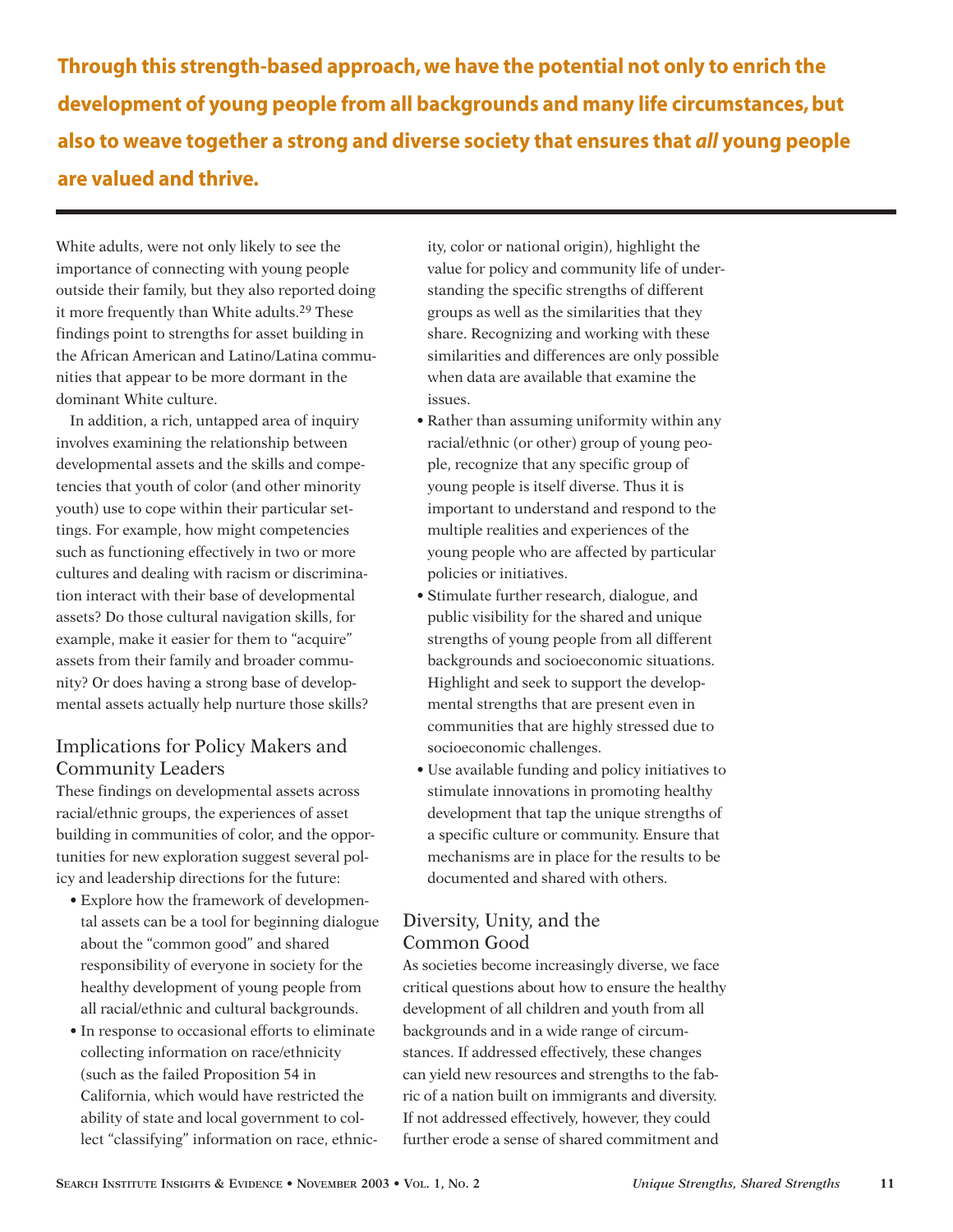**Through this strength-based approach, we have the potential not only to enrich the development of young people from all backgrounds and many life circumstances, but also to weave together a strong and diverse society that ensures that *all* young people are valued and thrive.**

White adults, were not only likely to see the importance of connecting with young people outside their family, but they also reported doing it more frequently than White adults.[29] These findings point to strengths for asset building in the African American and Latino/Latina communities that appear to be more dormant in the dominant White culture.

In addition, a rich, untapped area of inquiry involves examining the relationship between developmental assets and the skills and competencies that youth of color (and other minority youth) use to cope within their particular settings. For example, how might competencies such as functioning effectively in two or more cultures and dealing with racism or discrimination interact with their base of developmental assets? Do those cultural navigation skills, for example, make it easier for them to "acquire" assets from their family and broader community? Or does having a strong base of developmental assets actually help nurture those skills?

## Implications for Policy Makers and Community Leaders

These findings on developmental assets across racial/ethnic groups, the experiences of asset building in communities of color, and the opportunities for new exploration suggest several policy and leadership directions for the future:

- Explore how the framework of developmental assets can be a tool for beginning dialogue about the "common good" and shared responsibility of everyone in society for the healthy development of young people from all racial/ethnic and cultural backgrounds.
- In response to occasional efforts to eliminate collecting information on race/ethnicity (such as the failed Proposition 54 in California, which would have restricted the ability of state and local government to collect "classifying" information on race, ethnicity, color or national origin), highlight the value for policy and community life of understanding the specific strengths of different groups as well as the similarities that they share. Recognizing and working with these similarities and differences are only possible when data are available that examine the issues.
- Rather than assuming uniformity within any racial/ethnic (or other) group of young people, recognize that any specific group of young people is itself diverse. Thus it is important to understand and respond to the multiple realities and experiences of the young people who are affected by particular policies or initiatives.
- Stimulate further research, dialogue, and public visibility for the shared and unique strengths of young people from all different backgrounds and socioeconomic situations. Highlight and seek to support the developmental strengths that are present even in communities that are highly stressed due to socioeconomic challenges.
- Use available funding and policy initiatives to stimulate innovations in promoting healthy development that tap the unique strengths of a specific culture or community. Ensure that mechanisms are in place for the results to be documented and shared with others.

## Diversity, Unity, and the Common Good

As societies become increasingly diverse, we face critical questions about how to ensure the healthy development of all children and youth from all backgrounds and in a wide range of circumstances. If addressed effectively, these changes can yield new resources and strengths to the fabric of a nation built on immigrants and diversity. If not addressed effectively, however, they could further erode a sense of shared commitment and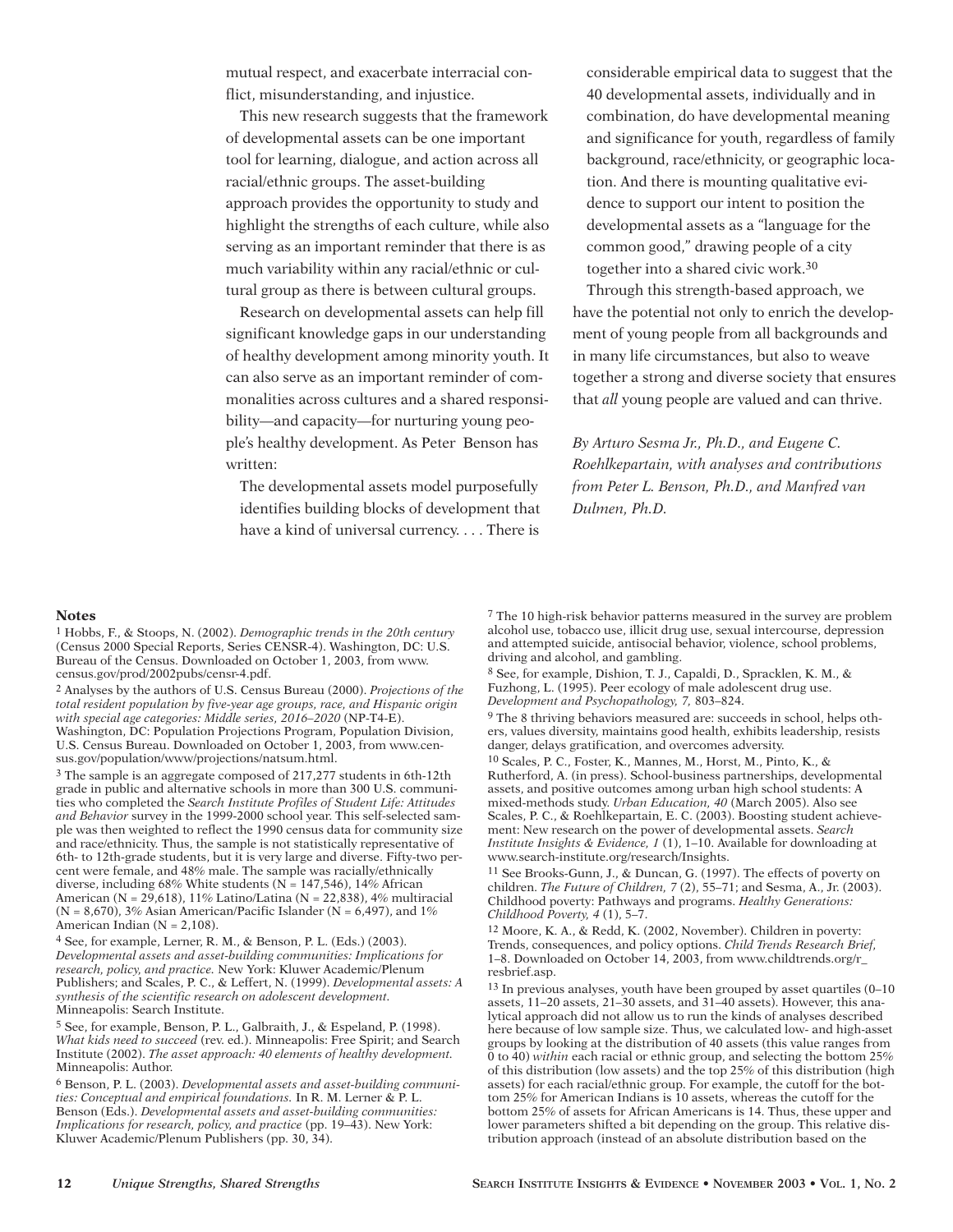mutual respect, and exacerbate interracial conflict, misunderstanding, and injustice.

This new research suggests that the framework of developmental assets can be one important tool for learning, dialogue, and action across all racial/ethnic groups. The asset-building approach provides the opportunity to study and highlight the strengths of each culture, while also serving as an important reminder that there is as much variability within any racial/ethnic or cultural group as there is between cultural groups.

Research on developmental assets can help fill significant knowledge gaps in our understanding of healthy development among minority youth. It can also serve as an important reminder of commonalities across cultures and a shared responsibility—and capacity—for nurturing young people's healthy development. As Peter Benson has written:

> The developmental assets model purposefully identifies building blocks of development that have a kind of universal currency. . . . There is considerable empirical data to suggest that the 40 developmental assets, individually and in combination, do have developmental meaning and significance for youth, regardless of family background, race/ethnicity, or geographic location. And there is mounting qualitative evidence to support our intent to position the developmental assets as a "language for the common good," drawing people of a city together into a shared civic work.[30]

Through this strength-based approach, we have the potential not only to enrich the development of young people from all backgrounds and in many life circumstances, but also to weave together a strong and diverse society that ensures that *all* young people are valued and can thrive.

*By Arturo Sesma Jr., Ph.D., and Eugene C. Roehlkepartain, with analyses and contributions from Peter L. Benson, Ph.D., and Manfred van Dulmen, Ph.D.*

**Notes**

[1] Hobbs, F., & Stoops, N. (2002). *Demographic trends in the 20th century* (Census 2000 Special Reports, Series CENSR-4). Washington, DC: U.S. Bureau of the Census. Downloaded on October 1, 2003, from www.census.gov/prod/2002pubs/censr-4.pdf.

[2] Analyses by the authors of U.S. Census Bureau (2000). *Projections of the total resident population by five-year age groups, race, and Hispanic origin with special age categories: Middle series, 2016–2020* (NP-T4-E). Washington, DC: Population Projections Program, Population Division, U.S. Census Bureau. Downloaded on October 1, 2003, from www.census.gov/population/www/projections/natsum.html.

[3] The sample is an aggregate composed of 217,277 students in 6th-12th grade in public and alternative schools in more than 300 U.S. communities who completed the *Search Institute Profiles of Student Life: Attitudes and Behavior* survey in the 1999-2000 school year. This self-selected sample was then weighted to reflect the 1990 census data for community size and race/ethnicity. Thus, the sample is not statistically representative of 6th- to 12th-grade students, but it is very large and diverse. Fifty-two percent were female, and 48% male. The sample was racially/ethnically diverse, including 68% White students (N = 147,546), 14% African American (N = 29,618), 11% Latino/Latina (N = 22,838), 4% multiracial (N = 8,670), 3% Asian American/Pacific Islander (N = 6,497), and 1% American Indian (N = 2,108).

[4] See, for example, Lerner, R. M., & Benson, P. L. (Eds.) (2003). *Developmental assets and asset-building communities: Implications for research, policy, and practice.* New York: Kluwer Academic/Plenum Publishers; and Scales, P. C., & Leffert, N. (1999). *Developmental assets: A synthesis of the scientific research on adolescent development.* Minneapolis: Search Institute.

[5] See, for example, Benson, P. L., Galbraith, J., & Espeland, P. (1998). *What kids need to succeed* (rev. ed.). Minneapolis: Free Spirit; and Search Institute (2002). *The asset approach: 40 elements of healthy development.* Minneapolis: Author.

[6] Benson, P. L. (2003). *Developmental assets and asset-building communities: Conceptual and empirical foundations.* In R. M. Lerner & P. L. Benson (Eds.). *Developmental assets and asset-building communities: Implications for research, policy, and practice* (pp. 19–43). New York: Kluwer Academic/Plenum Publishers (pp. 30, 34).

[7] The 10 high-risk behavior patterns measured in the survey are problem alcohol use, tobacco use, illicit drug use, sexual intercourse, depression and attempted suicide, antisocial behavior, violence, school problems, driving and alcohol, and gambling.

[8] See, for example, Dishion, T. J., Capaldi, D., Spracklen, K. M., & Fuzhong, L. (1995). Peer ecology of male adolescent drug use. *Development and Psychopathology, 7,* 803–824.

[9] The 8 thriving behaviors measured are: succeeds in school, helps others, values diversity, maintains good health, exhibits leadership, resists danger, delays gratification, and overcomes adversity.

[10] Scales, P. C., Foster, K., Mannes, M., Horst, M., Pinto, K., & Rutherford, A. (in press). School-business partnerships, developmental assets, and positive outcomes among urban high school students: A mixed-methods study. *Urban Education, 40* (March 2005). Also see Scales, P. C., & Roehlkepartain, E. C. (2003). Boosting student achievement: New research on the power of developmental assets. *Search Institute Insights & Evidence, 1* (1), 1–10. Available for downloading at www.search-institute.org/research/Insights.

[11] See Brooks-Gunn, J., & Duncan, G. (1997). The effects of poverty on children. *The Future of Children, 7* (2), 55–71; and Sesma, A., Jr. (2003). Childhood poverty: Pathways and programs. *Healthy Generations: Childhood Poverty, 4* (1), 5–7.

[12] Moore, K. A., & Redd, K. (2002, November). Children in poverty: Trends, consequences, and policy options. *Child Trends Research Brief,* 1–8. Downloaded on October 14, 2003, from www.childtrends.org/r_resbrief.asp.

[13] In previous analyses, youth have been grouped by asset quartiles (0–10 assets, 11–20 assets, 21–30 assets, and 31–40 assets). However, this analytical approach did not allow us to run the kinds of analyses described here because of low sample size. Thus, we calculated low- and high-asset groups by looking at the distribution of 40 assets (this value ranges from 0 to 40) *within* each racial or ethnic group, and selecting the bottom 25% of this distribution (low assets) and the top 25% of this distribution (high assets) for each racial/ethnic group. For example, the cutoff for the bottom 25% for American Indians is 10 assets, whereas the cutoff for the bottom 25% of assets for African Americans is 14. Thus, these upper and lower parameters shifted a bit depending on the group. This relative distribution approach (instead of an absolute distribution based on the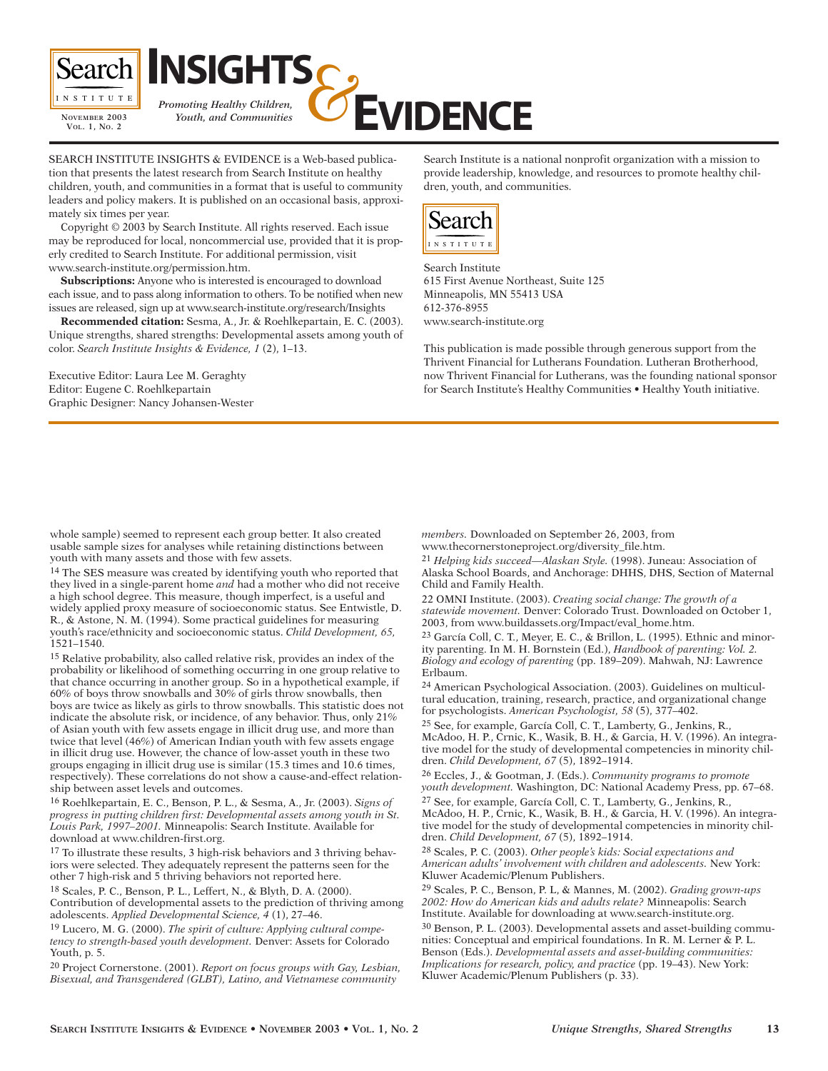# INSIGHTS & EVIDENCE

November 2003
Vol. 1, No. 2

*Promoting Healthy Children, Youth, and Communities*

SEARCH INSTITUTE INSIGHTS & EVIDENCE is a Web-based publication that presents the latest research from Search Institute on healthy children, youth, and communities in a format that is useful to community leaders and policy makers. It is published on an occasional basis, approximately six times per year.

Copyright © 2003 by Search Institute. All rights reserved. Each issue may be reproduced for local, noncommercial use, provided that it is properly credited to Search Institute. For additional permission, visit www.search-institute.org/permission.htm.

**Subscriptions:** Anyone who is interested is encouraged to download each issue, and to pass along information to others. To be notified when new issues are released, sign up at www.search-institute.org/research/Insights

**Recommended citation:** Sesma, A., Jr. & Roehlkepartain, E. C. (2003). Unique strengths, shared strengths: Developmental assets among youth of color. *Search Institute Insights & Evidence, 1* (2), 1–13.

Executive Editor: Laura Lee M. Geraghty
Editor: Eugene C. Roehlkepartain
Graphic Designer: Nancy Johansen-Wester

Search Institute is a national nonprofit organization with a mission to provide leadership, knowledge, and resources to promote healthy children, youth, and communities.

Search Institute
615 First Avenue Northeast, Suite 125
Minneapolis, MN 55413 USA
612-376-8955
www.search-institute.org

This publication is made possible through generous support from the Thrivent Financial for Lutherans Foundation. Lutheran Brotherhood, now Thrivent Financial for Lutherans, was the founding national sponsor for Search Institute's Healthy Communities • Healthy Youth initiative.

---

whole sample) seemed to represent each group better. It also created usable sample sizes for analyses while retaining distinctions between youth with many assets and those with few assets.

[14] The SES measure was created by identifying youth who reported that they lived in a single-parent home *and* had a mother who did not receive a high school degree. This measure, though imperfect, is a useful and widely applied proxy measure of socioeconomic status. See Entwistle, D. R., & Astone, N. M. (1994). Some practical guidelines for measuring youth's race/ethnicity and socioeconomic status. *Child Development, 65,* 1521–1540.

[15] Relative probability, also called relative risk, provides an index of the probability or likelihood of something occurring in one group relative to that chance occurring in another group. So in a hypothetical example, if 60% of boys throw snowballs and 30% of girls throw snowballs, then boys are twice as likely as girls to throw snowballs. This statistic does not indicate the absolute risk, or incidence, of any behavior. Thus, only 21% of Asian youth with few assets engage in illicit drug use, and more than twice that level (46%) of American Indian youth with few assets engage in illicit drug use. However, the chance of low-asset youth in these two groups engaging in illicit drug use is similar (15.3 times and 10.6 times, respectively). These correlations do not show a cause-and-effect relationship between asset levels and outcomes.

[16] Roehlkepartain, E. C., Benson, P. L., & Sesma, A., Jr. (2003). *Signs of progress in putting children first: Developmental assets among youth in St. Louis Park, 1997–2001.* Minneapolis: Search Institute. Available for download at www.children-first.org.

[17] To illustrate these results, 3 high-risk behaviors and 3 thriving behaviors were selected. They adequately represent the patterns seen for the other 7 high-risk and 5 thriving behaviors not reported here.

[18] Scales, P. C., Benson, P. L., Leffert, N., & Blyth, D. A. (2000). Contribution of developmental assets to the prediction of thriving among adolescents. *Applied Developmental Science, 4* (1), 27–46.

[19] Lucero, M. G. (2000). *The spirit of culture: Applying cultural competency to strength-based youth development.* Denver: Assets for Colorado Youth, p. 5.

[20] Project Cornerstone. (2001). *Report on focus groups with Gay, Lesbian, Bisexual, and Transgendered (GLBT), Latino, and Vietnamese community members.* Downloaded on September 26, 2003, from www.thecornerstoneproject.org/diversity_file.htm.

[21] *Helping kids succeed—Alaskan Style.* (1998). Juneau: Association of Alaska School Boards, and Anchorage: DHHS, DHS, Section of Maternal Child and Family Health.

22 OMNI Institute. (2003). *Creating social change: The growth of a statewide movement.* Denver: Colorado Trust. Downloaded on October 1, 2003, from www.buildassets.org/Impact/eval_home.htm.

[23] García Coll, C. T., Meyer, E. C., & Brillon, L. (1995). Ethnic and minority parenting. In M. H. Bornstein (Ed.), *Handbook of parenting: Vol. 2. Biology and ecology of parenting* (pp. 189–209). Mahwah, NJ: Lawrence Erlbaum.

[24] American Psychological Association. (2003). Guidelines on multicultural education, training, research, practice, and organizational change for psychologists. *American Psychologist, 58* (5), 377–402.

[25] See, for example, García Coll, C. T., Lamberty, G., Jenkins, R., McAdoo, H. P., Crnic, K., Wasik, B. H., & Garcia, H. V. (1996). An integrative model for the study of developmental competencies in minority children. *Child Development, 67* (5), 1892–1914.

[26] Eccles, J., & Gootman, J. (Eds.). *Community programs to promote youth development.* Washington, DC: National Academy Press, pp. 67–68.

[27] See, for example, García Coll, C. T., Lamberty, G., Jenkins, R., McAdoo, H. P., Crnic, K., Wasik, B. H., & Garcia, H. V. (1996). An integrative model for the study of developmental competencies in minority children. *Child Development, 67* (5), 1892–1914.

[28] Scales, P. C. (2003). *Other people's kids: Social expectations and American adults' involvement with children and adolescents.* New York: Kluwer Academic/Plenum Publishers.

[29] Scales, P. C., Benson, P. L, & Mannes, M. (2002). *Grading grown-ups 2002: How do American kids and adults relate?* Minneapolis: Search Institute. Available for downloading at www.search-institute.org.

[30] Benson, P. L. (2003). Developmental assets and asset-building communities: Conceptual and empirical foundations. In R. M. Lerner & P. L. Benson (Eds.). *Developmental assets and asset-building communities: Implications for research, policy, and practice* (pp. 19–43). New York: Kluwer Academic/Plenum Publishers (p. 33).